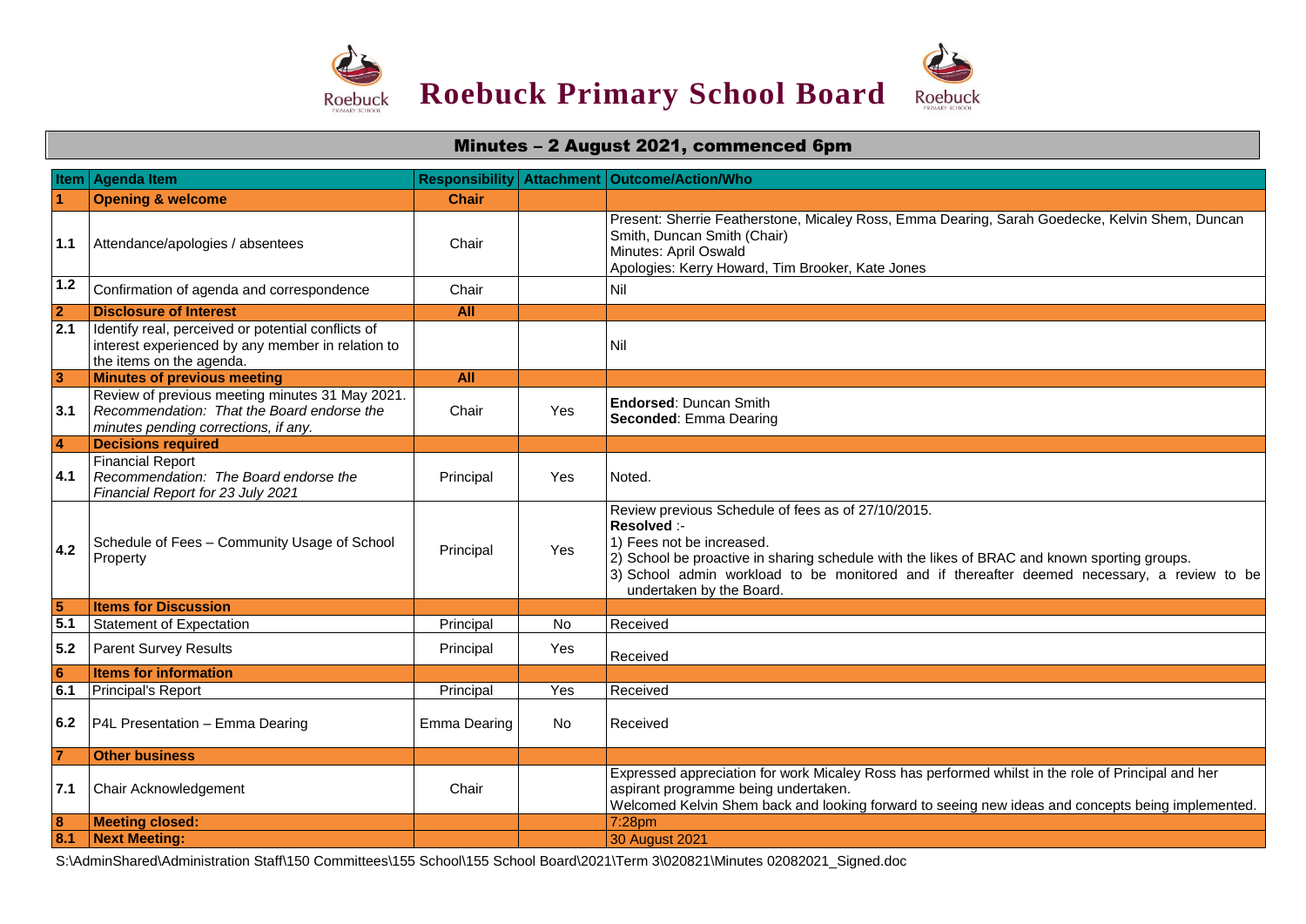# Roebuck Primary School Board

## Minutes – 2 August 2021, commenced 6pm

| Item | Agenda Item | Responsibility | Attachment | Outcome/Action/Who |
|---|---|---|---|---|
| **1** | **Opening & welcome** | **Chair** | | |
| 1.1 | Attendance/apologies / absentees | Chair | | Present: Sherrie Featherstone, Micaley Ross, Emma Dearing, Sarah Goedecke, Kelvin Shem, Duncan Smith, Duncan Smith (Chair)<br>Minutes: April Oswald<br>Apologies: Kerry Howard, Tim Brooker, Kate Jones |
| 1.2 | Confirmation of agenda and correspondence | Chair | | Nil |
| **2** | **Disclosure of Interest** | **All** | | |
| 2.1 | Identify real, perceived or potential conflicts of interest experienced by any member in relation to the items on the agenda. | | | Nil |
| **3** | **Minutes of previous meeting** | **All** | | |
| 3.1 | Review of previous meeting minutes 31 May 2021.<br>*Recommendation: That the Board endorse the minutes pending corrections, if any.* | Chair | Yes | **Endorsed**: Duncan Smith<br>**Seconded**: Emma Dearing |
| **4** | **Decisions required** | | | |
| 4.1 | Financial Report<br>*Recommendation: The Board endorse the Financial Report for 23 July 2021* | Principal | Yes | Noted. |
| 4.2 | Schedule of Fees – Community Usage of School Property | Principal | Yes | Review previous Schedule of fees as of 27/10/2015.<br>**Resolved** :-<br>1) Fees not be increased.<br>2) School be proactive in sharing schedule with the likes of BRAC and known sporting groups.<br>3) School admin workload to be monitored and if thereafter deemed necessary, a review to be undertaken by the Board. |
| **5** | **Items for Discussion** | | | |
| 5.1 | Statement of Expectation | Principal | No | Received |
| 5.2 | Parent Survey Results | Principal | Yes | Received |
| **6** | **Items for information** | | | |
| 6.1 | Principal's Report | Principal | Yes | Received |
| 6.2 | P4L Presentation – Emma Dearing | Emma Dearing | No | Received |
| **7** | **Other business** | | | |
| 7.1 | Chair Acknowledgement | Chair | | Expressed appreciation for work Micaley Ross has performed whilst in the role of Principal and her aspirant programme being undertaken.<br>Welcomed Kelvin Shem back and looking forward to seeing new ideas and concepts being implemented. |
| **8** | **Meeting closed:** | | | 7:28pm |
| **8.1** | **Next Meeting:** | | | 30 August 2021 |

S:\AdminShared\Administration Staff\150 Committees\155 School\155 School Board\2021\Term 3\020821\Minutes 02082021_Signed.doc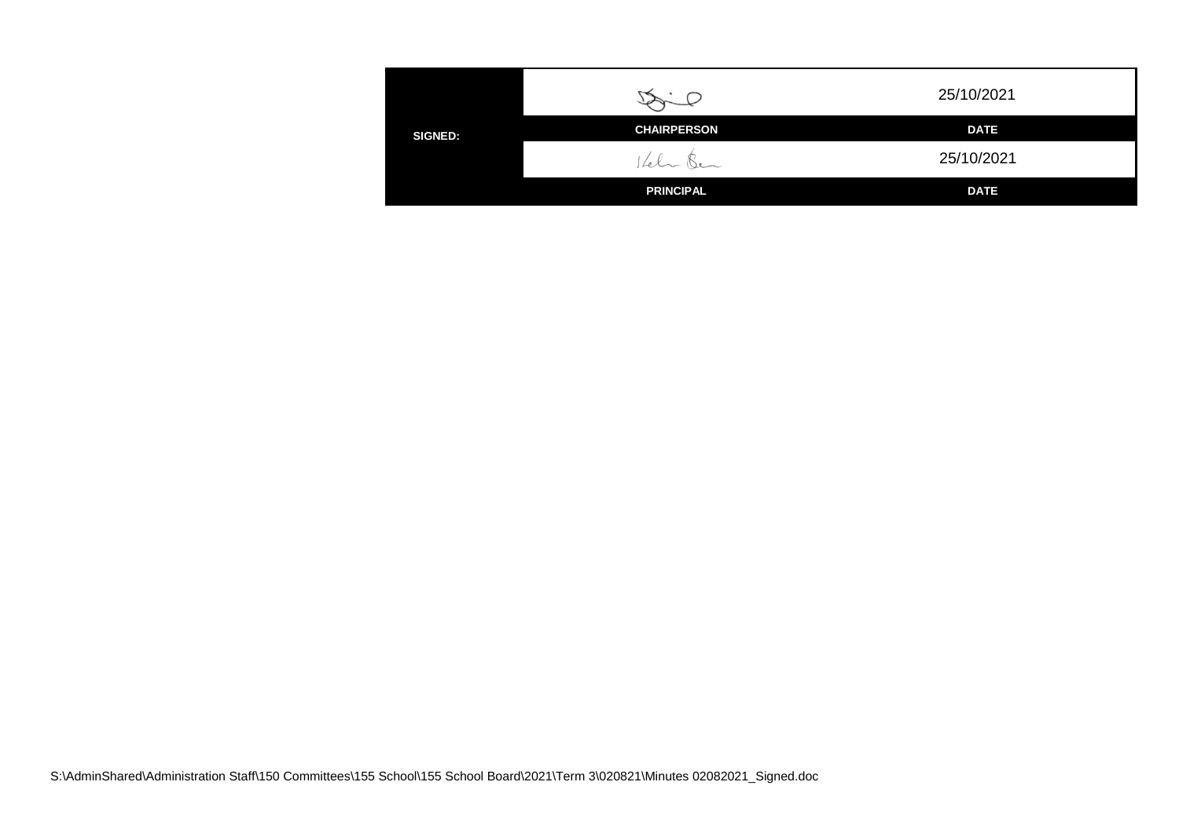| | | |
|---|---|---|
| SIGNED: | [signature] | 25/10/2021 |
| | **CHAIRPERSON** | **DATE** |
| | [signature] | 25/10/2021 |
| | **PRINCIPAL** | **DATE** |

S:\AdminShared\Administration Staff\150 Committees\155 School\155 School Board\2021\Term 3\020821\Minutes 02082021_Signed.doc